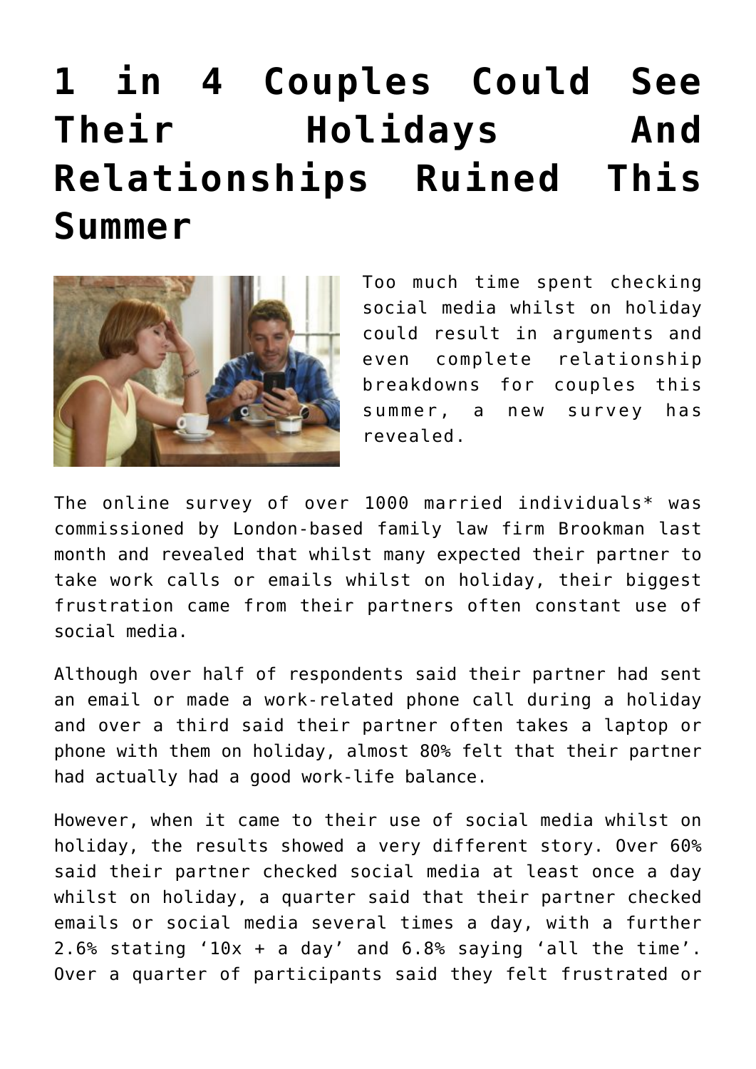# 1 in 4 Couples Could See Their Holidays And Relationships Ruined This Summer

Too much time spent checking social media whilst on holiday could result in arguments and even complete relationship breakdowns for couples this summer, a new survey has revealed.

The online survey of over 1000 married individuals* was commissioned by London-based family law firm Brookman last month and revealed that whilst many expected their partner to take work calls or emails whilst on holiday, their biggest frustration came from their partners often constant use of social media.

Although over half of respondents said their partner had sent an email or made a work-related phone call during a holiday and over a third said their partner often takes a laptop or phone with them on holiday, almost 80% felt that their partner had actually had a good work-life balance.

However, when it came to their use of social media whilst on holiday, the results showed a very different story. Over 60% said their partner checked social media at least once a day whilst on holiday, a quarter said that their partner checked emails or social media several times a day, with a further 2.6% stating '10x + a day' and 6.8% saying 'all the time'. Over a quarter of participants said they felt frustrated or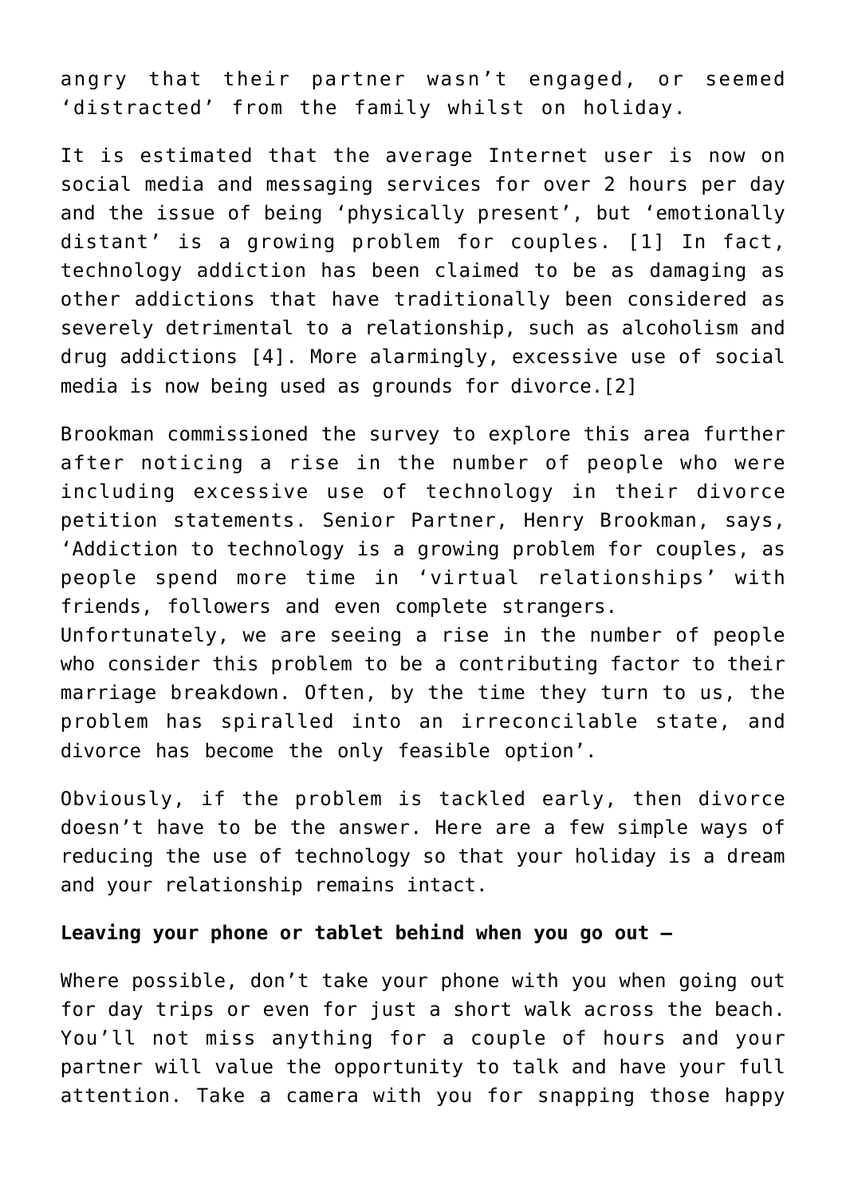angry that their partner wasn’t engaged, or seemed ‘distracted’ from the family whilst on holiday.

It is estimated that the average Internet user is now on social media and messaging services for over 2 hours per day and the issue of being ‘physically present’, but ‘emotionally distant’ is a growing problem for couples. [1] In fact, technology addiction has been claimed to be as damaging as other addictions that have traditionally been considered as severely detrimental to a relationship, such as alcoholism and drug addictions [4]. More alarmingly, excessive use of social media is now being used as grounds for divorce.[2]

Brookman commissioned the survey to explore this area further after noticing a rise in the number of people who were including excessive use of technology in their divorce petition statements. Senior Partner, Henry Brookman, says, ‘Addiction to technology is a growing problem for couples, as people spend more time in ‘virtual relationships’ with friends, followers and even complete strangers.
Unfortunately, we are seeing a rise in the number of people who consider this problem to be a contributing factor to their marriage breakdown. Often, by the time they turn to us, the problem has spiralled into an irreconcilable state, and divorce has become the only feasible option’.

Obviously, if the problem is tackled early, then divorce doesn’t have to be the answer. Here are a few simple ways of reducing the use of technology so that your holiday is a dream and your relationship remains intact.

**Leaving your phone or tablet behind when you go out –**

Where possible, don’t take your phone with you when going out for day trips or even for just a short walk across the beach. You’ll not miss anything for a couple of hours and your partner will value the opportunity to talk and have your full attention. Take a camera with you for snapping those happy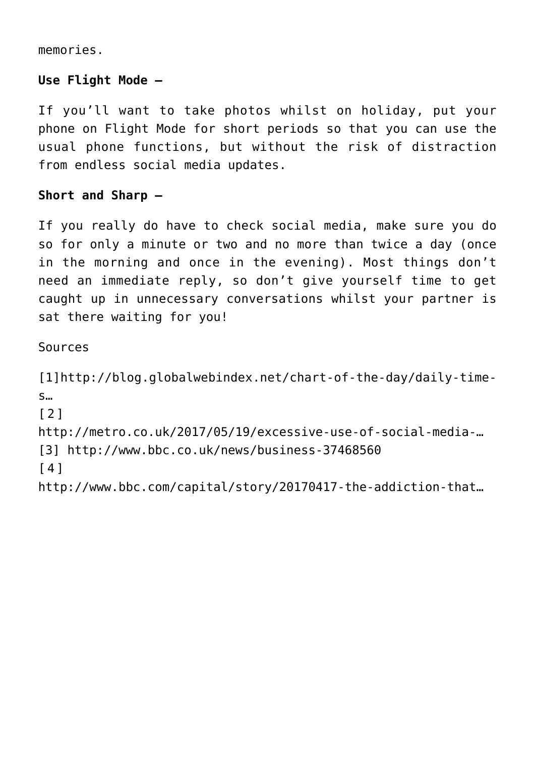memories.

**Use Flight Mode –**

If you'll want to take photos whilst on holiday, put your phone on Flight Mode for short periods so that you can use the usual phone functions, but without the risk of distraction from endless social media updates.

**Short and Sharp –**

If you really do have to check social media, make sure you do so for only a minute or two and no more than twice a day (once in the morning and once in the evening). Most things don't need an immediate reply, so don't give yourself time to get caught up in unnecessary conversations whilst your partner is sat there waiting for you!

Sources

[1]http://blog.globalwebindex.net/chart-of-the-day/daily-time-s…
[2] http://metro.co.uk/2017/05/19/excessive-use-of-social-media-…
[3] http://www.bbc.co.uk/news/business-37468560
[4] http://www.bbc.com/capital/story/20170417-the-addiction-that…